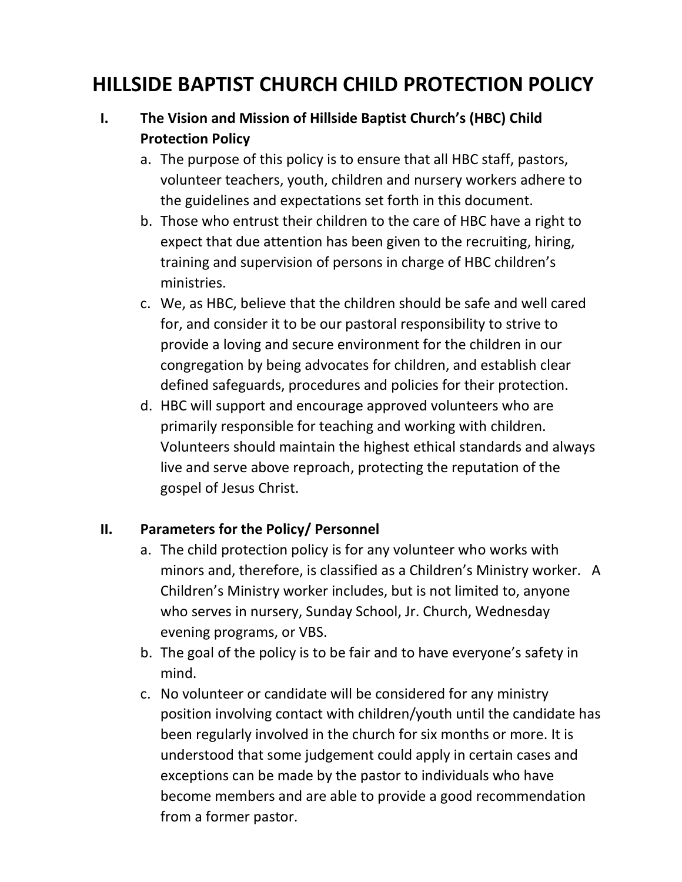# HILLSIDE BAPTIST CHURCH CHILD PROTECTION POLICY

## I. The Vision and Mission of Hillside Baptist Church's (HBC) Child Protection Policy

a. The purpose of this policy is to ensure that all HBC staff, pastors, volunteer teachers, youth, children and nursery workers adhere to the guidelines and expectations set forth in this document.

b. Those who entrust their children to the care of HBC have a right to expect that due attention has been given to the recruiting, hiring, training and supervision of persons in charge of HBC children's ministries.

c. We, as HBC, believe that the children should be safe and well cared for, and consider it to be our pastoral responsibility to strive to provide a loving and secure environment for the children in our congregation by being advocates for children, and establish clear defined safeguards, procedures and policies for their protection.

d. HBC will support and encourage approved volunteers who are primarily responsible for teaching and working with children. Volunteers should maintain the highest ethical standards and always live and serve above reproach, protecting the reputation of the gospel of Jesus Christ.

## II. Parameters for the Policy/ Personnel

a. The child protection policy is for any volunteer who works with minors and, therefore, is classified as a Children's Ministry worker. A Children's Ministry worker includes, but is not limited to, anyone who serves in nursery, Sunday School, Jr. Church, Wednesday evening programs, or VBS.

b. The goal of the policy is to be fair and to have everyone's safety in mind.

c. No volunteer or candidate will be considered for any ministry position involving contact with children/youth until the candidate has been regularly involved in the church for six months or more. It is understood that some judgement could apply in certain cases and exceptions can be made by the pastor to individuals who have become members and are able to provide a good recommendation from a former pastor.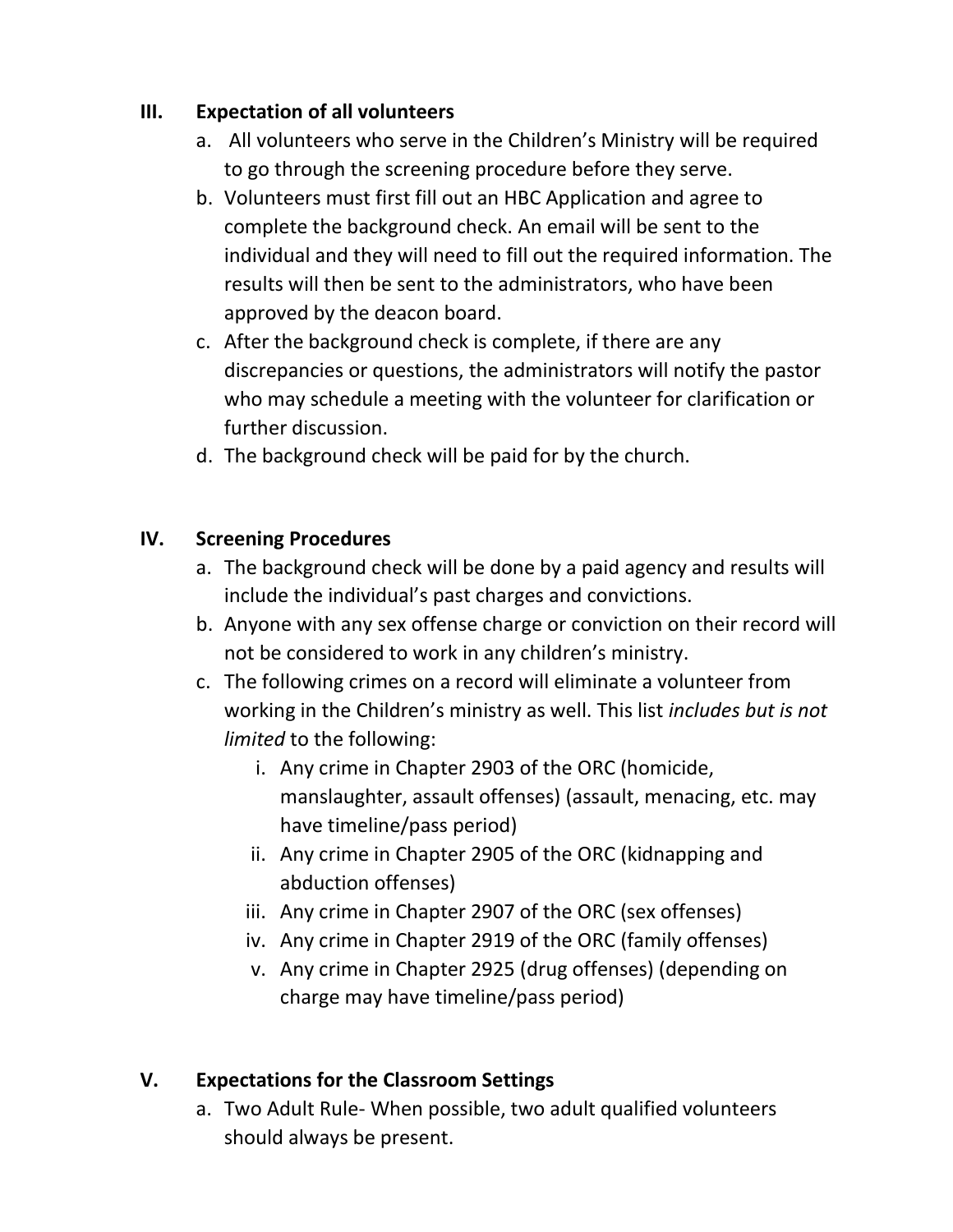## III. Expectation of all volunteers

a. All volunteers who serve in the Children's Ministry will be required to go through the screening procedure before they serve.

b. Volunteers must first fill out an HBC Application and agree to complete the background check. An email will be sent to the individual and they will need to fill out the required information. The results will then be sent to the administrators, who have been approved by the deacon board.

c. After the background check is complete, if there are any discrepancies or questions, the administrators will notify the pastor who may schedule a meeting with the volunteer for clarification or further discussion.

d. The background check will be paid for by the church.

## IV. Screening Procedures

a. The background check will be done by a paid agency and results will include the individual's past charges and convictions.

b. Anyone with any sex offense charge or conviction on their record will not be considered to work in any children's ministry.

c. The following crimes on a record will eliminate a volunteer from working in the Children's ministry as well. This list *includes but is not limited* to the following:

   i. Any crime in Chapter 2903 of the ORC (homicide, manslaughter, assault offenses) (assault, menacing, etc. may have timeline/pass period)

   ii. Any crime in Chapter 2905 of the ORC (kidnapping and abduction offenses)

   iii. Any crime in Chapter 2907 of the ORC (sex offenses)

   iv. Any crime in Chapter 2919 of the ORC (family offenses)

   v. Any crime in Chapter 2925 (drug offenses) (depending on charge may have timeline/pass period)

## V. Expectations for the Classroom Settings

a. Two Adult Rule- When possible, two adult qualified volunteers should always be present.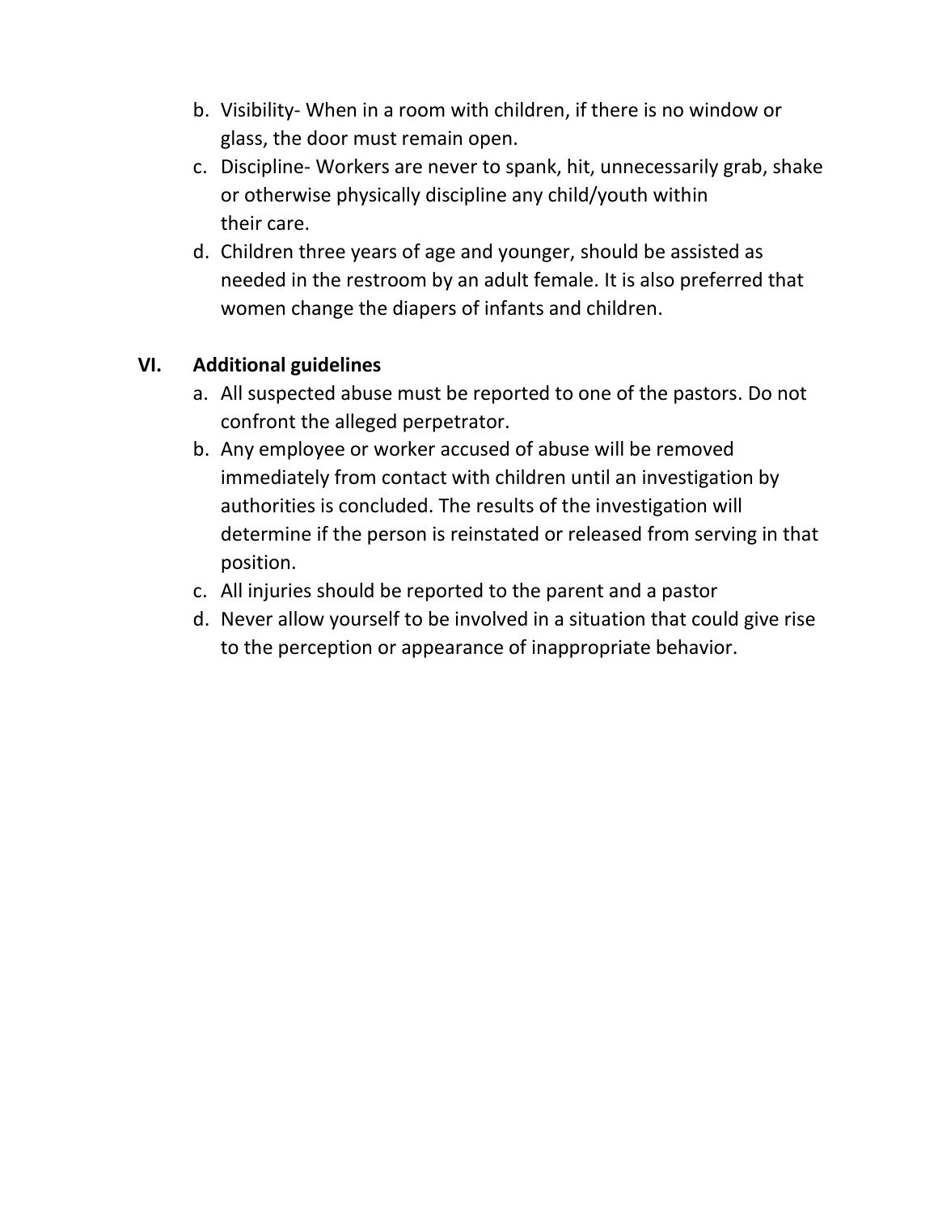b. Visibility- When in a room with children, if there is no window or glass, the door must remain open.
c. Discipline- Workers are never to spank, hit, unnecessarily grab, shake or otherwise physically discipline any child/youth within their care.
d. Children three years of age and younger, should be assisted as needed in the restroom by an adult female. It is also preferred that women change the diapers of infants and children.

## VI. Additional guidelines

a. All suspected abuse must be reported to one of the pastors. Do not confront the alleged perpetrator.
b. Any employee or worker accused of abuse will be removed immediately from contact with children until an investigation by authorities is concluded. The results of the investigation will determine if the person is reinstated or released from serving in that position.
c. All injuries should be reported to the parent and a pastor
d. Never allow yourself to be involved in a situation that could give rise to the perception or appearance of inappropriate behavior.